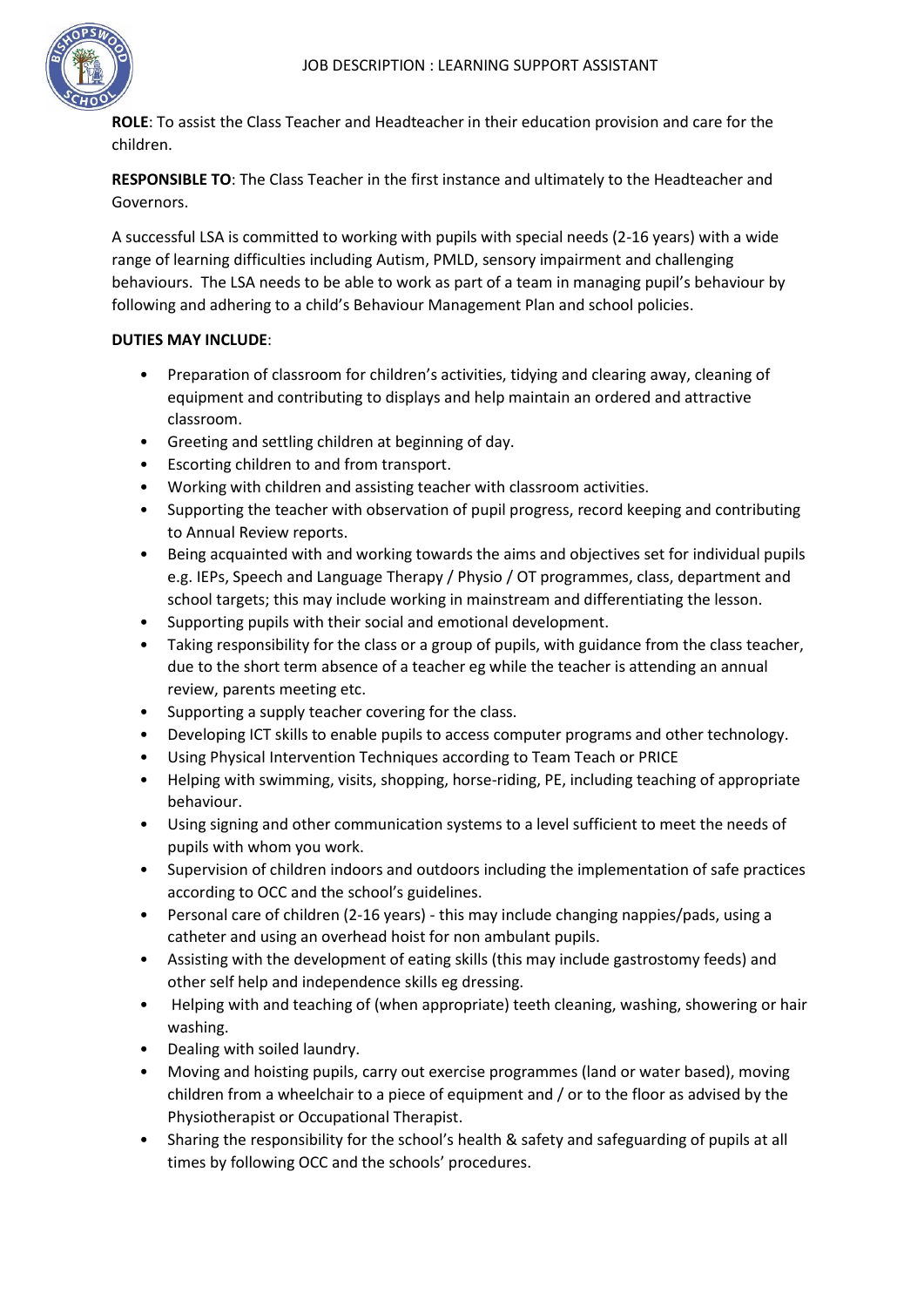# JOB DESCRIPTION : LEARNING SUPPORT ASSISTANT

**ROLE**: To assist the Class Teacher and Headteacher in their education provision and care for the children.

**RESPONSIBLE TO**: The Class Teacher in the first instance and ultimately to the Headteacher and Governors.

A successful LSA is committed to working with pupils with special needs (2-16 years) with a wide range of learning difficulties including Autism, PMLD, sensory impairment and challenging behaviours. The LSA needs to be able to work as part of a team in managing pupil's behaviour by following and adhering to a child's Behaviour Management Plan and school policies.

**DUTIES MAY INCLUDE**:

- Preparation of classroom for children's activities, tidying and clearing away, cleaning of equipment and contributing to displays and help maintain an ordered and attractive classroom.
- Greeting and settling children at beginning of day.
- Escorting children to and from transport.
- Working with children and assisting teacher with classroom activities.
- Supporting the teacher with observation of pupil progress, record keeping and contributing to Annual Review reports.
- Being acquainted with and working towards the aims and objectives set for individual pupils e.g. IEPs, Speech and Language Therapy / Physio / OT programmes, class, department and school targets; this may include working in mainstream and differentiating the lesson.
- Supporting pupils with their social and emotional development.
- Taking responsibility for the class or a group of pupils, with guidance from the class teacher, due to the short term absence of a teacher eg while the teacher is attending an annual review, parents meeting etc.
- Supporting a supply teacher covering for the class.
- Developing ICT skills to enable pupils to access computer programs and other technology.
- Using Physical Intervention Techniques according to Team Teach or PRICE
- Helping with swimming, visits, shopping, horse-riding, PE, including teaching of appropriate behaviour.
- Using signing and other communication systems to a level sufficient to meet the needs of pupils with whom you work.
- Supervision of children indoors and outdoors including the implementation of safe practices according to OCC and the school's guidelines.
- Personal care of children (2-16 years) - this may include changing nappies/pads, using a catheter and using an overhead hoist for non ambulant pupils.
- Assisting with the development of eating skills (this may include gastrostomy feeds) and other self help and independence skills eg dressing.
- Helping with and teaching of (when appropriate) teeth cleaning, washing, showering or hair washing.
- Dealing with soiled laundry.
- Moving and hoisting pupils, carry out exercise programmes (land or water based), moving children from a wheelchair to a piece of equipment and / or to the floor as advised by the Physiotherapist or Occupational Therapist.
- Sharing the responsibility for the school's health & safety and safeguarding of pupils at all times by following OCC and the schools' procedures.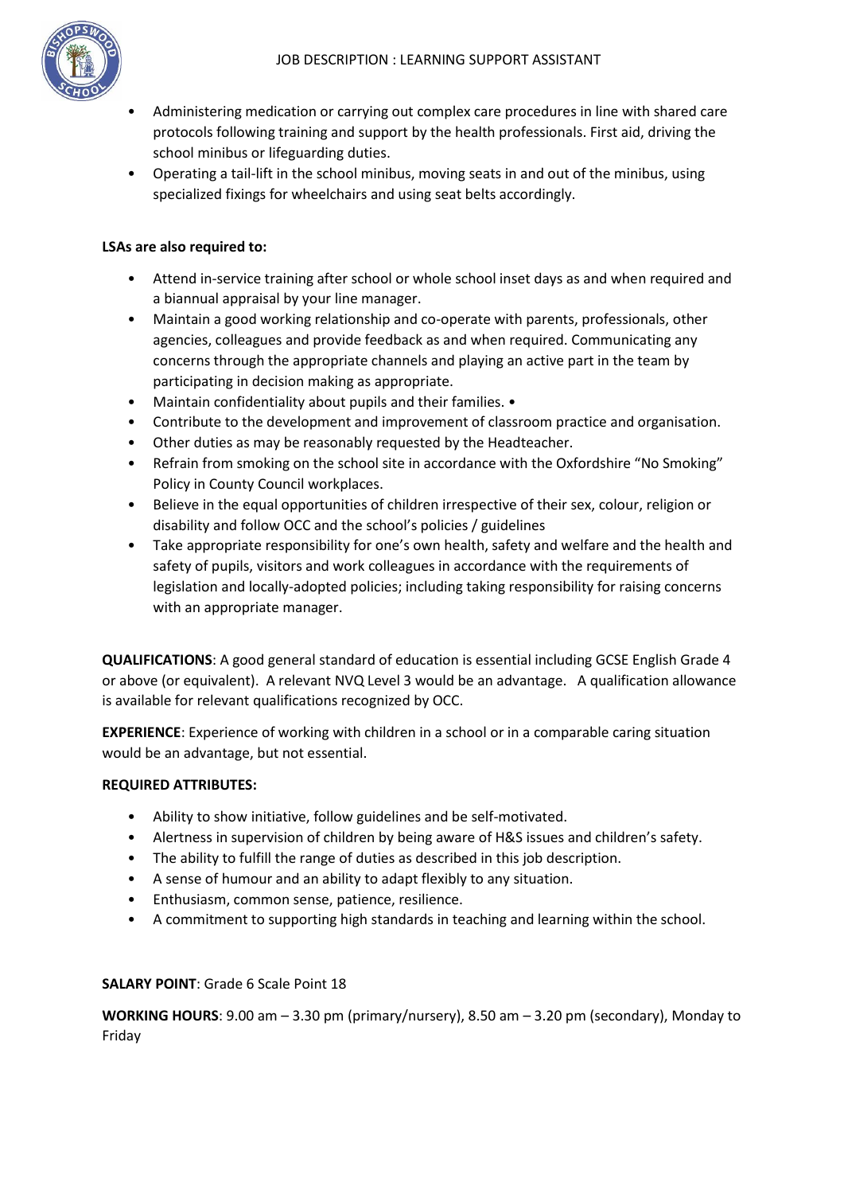- Administering medication or carrying out complex care procedures in line with shared care protocols following training and support by the health professionals. First aid, driving the school minibus or lifeguarding duties.
- Operating a tail-lift in the school minibus, moving seats in and out of the minibus, using specialized fixings for wheelchairs and using seat belts accordingly.

**LSAs are also required to:**

- Attend in-service training after school or whole school inset days as and when required and a biannual appraisal by your line manager.
- Maintain a good working relationship and co-operate with parents, professionals, other agencies, colleagues and provide feedback as and when required. Communicating any concerns through the appropriate channels and playing an active part in the team by participating in decision making as appropriate.
- Maintain confidentiality about pupils and their families. •
- Contribute to the development and improvement of classroom practice and organisation.
- Other duties as may be reasonably requested by the Headteacher.
- Refrain from smoking on the school site in accordance with the Oxfordshire "No Smoking" Policy in County Council workplaces.
- Believe in the equal opportunities of children irrespective of their sex, colour, religion or disability and follow OCC and the school's policies / guidelines
- Take appropriate responsibility for one's own health, safety and welfare and the health and safety of pupils, visitors and work colleagues in accordance with the requirements of legislation and locally-adopted policies; including taking responsibility for raising concerns with an appropriate manager.

**QUALIFICATIONS**: A good general standard of education is essential including GCSE English Grade 4 or above (or equivalent). A relevant NVQ Level 3 would be an advantage. A qualification allowance is available for relevant qualifications recognized by OCC.

**EXPERIENCE**: Experience of working with children in a school or in a comparable caring situation would be an advantage, but not essential.

**REQUIRED ATTRIBUTES:**

- Ability to show initiative, follow guidelines and be self-motivated.
- Alertness in supervision of children by being aware of H&S issues and children's safety.
- The ability to fulfill the range of duties as described in this job description.
- A sense of humour and an ability to adapt flexibly to any situation.
- Enthusiasm, common sense, patience, resilience.
- A commitment to supporting high standards in teaching and learning within the school.

**SALARY POINT**: Grade 6 Scale Point 18

**WORKING HOURS**: 9.00 am – 3.30 pm (primary/nursery), 8.50 am – 3.20 pm (secondary), Monday to Friday